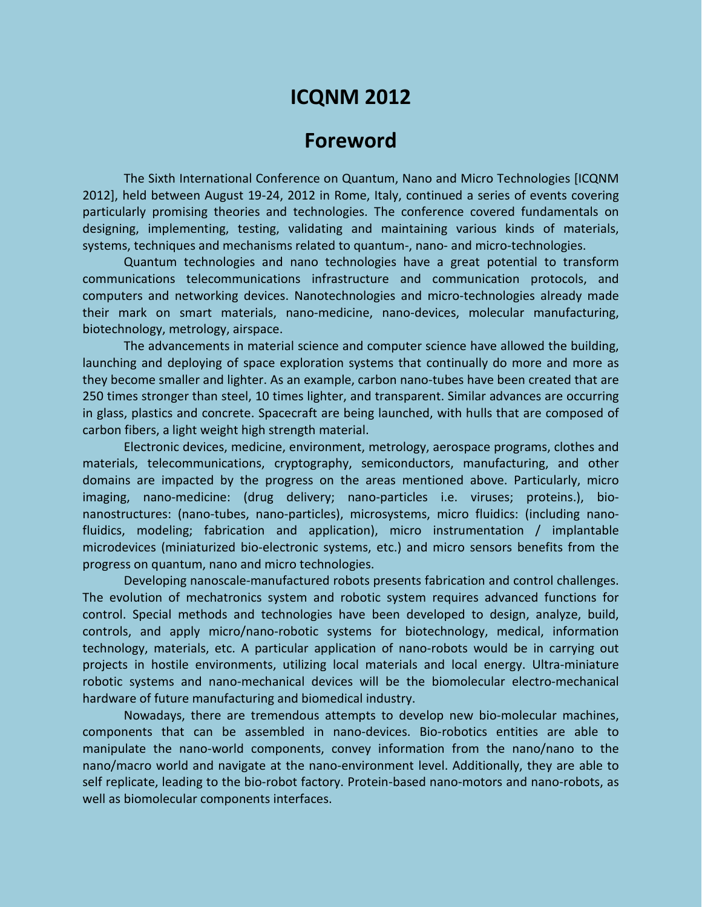# ICQNM 2012

## Foreword

The Sixth International Conference on Quantum, Nano and Micro Technologies [ICQNM 2012], held between August 19-24, 2012 in Rome, Italy, continued a series of events covering particularly promising theories and technologies. The conference covered fundamentals on designing, implementing, testing, validating and maintaining various kinds of materials, systems, techniques and mechanisms related to quantum-, nano- and micro-technologies.

Quantum technologies and nano technologies have a great potential to transform communications telecommunications infrastructure and communication protocols, and computers and networking devices. Nanotechnologies and micro-technologies already made their mark on smart materials, nano-medicine, nano-devices, molecular manufacturing, biotechnology, metrology, airspace.

The advancements in material science and computer science have allowed the building, launching and deploying of space exploration systems that continually do more and more as they become smaller and lighter. As an example, carbon nano-tubes have been created that are 250 times stronger than steel, 10 times lighter, and transparent. Similar advances are occurring in glass, plastics and concrete. Spacecraft are being launched, with hulls that are composed of carbon fibers, a light weight high strength material.

Electronic devices, medicine, environment, metrology, aerospace programs, clothes and materials, telecommunications, cryptography, semiconductors, manufacturing, and other domains are impacted by the progress on the areas mentioned above. Particularly, micro imaging, nano-medicine: (drug delivery; nano-particles i.e. viruses; proteins.), bio-nanostructures: (nano-tubes, nano-particles), microsystems, micro fluidics: (including nano-fluidics, modeling; fabrication and application), micro instrumentation / implantable microdevices (miniaturized bio-electronic systems, etc.) and micro sensors benefits from the progress on quantum, nano and micro technologies.

Developing nanoscale-manufactured robots presents fabrication and control challenges. The evolution of mechatronics system and robotic system requires advanced functions for control. Special methods and technologies have been developed to design, analyze, build, controls, and apply micro/nano-robotic systems for biotechnology, medical, information technology, materials, etc. A particular application of nano-robots would be in carrying out projects in hostile environments, utilizing local materials and local energy. Ultra-miniature robotic systems and nano-mechanical devices will be the biomolecular electro-mechanical hardware of future manufacturing and biomedical industry.

Nowadays, there are tremendous attempts to develop new bio-molecular machines, components that can be assembled in nano-devices. Bio-robotics entities are able to manipulate the nano-world components, convey information from the nano/nano to the nano/macro world and navigate at the nano-environment level. Additionally, they are able to self replicate, leading to the bio-robot factory. Protein-based nano-motors and nano-robots, as well as biomolecular components interfaces.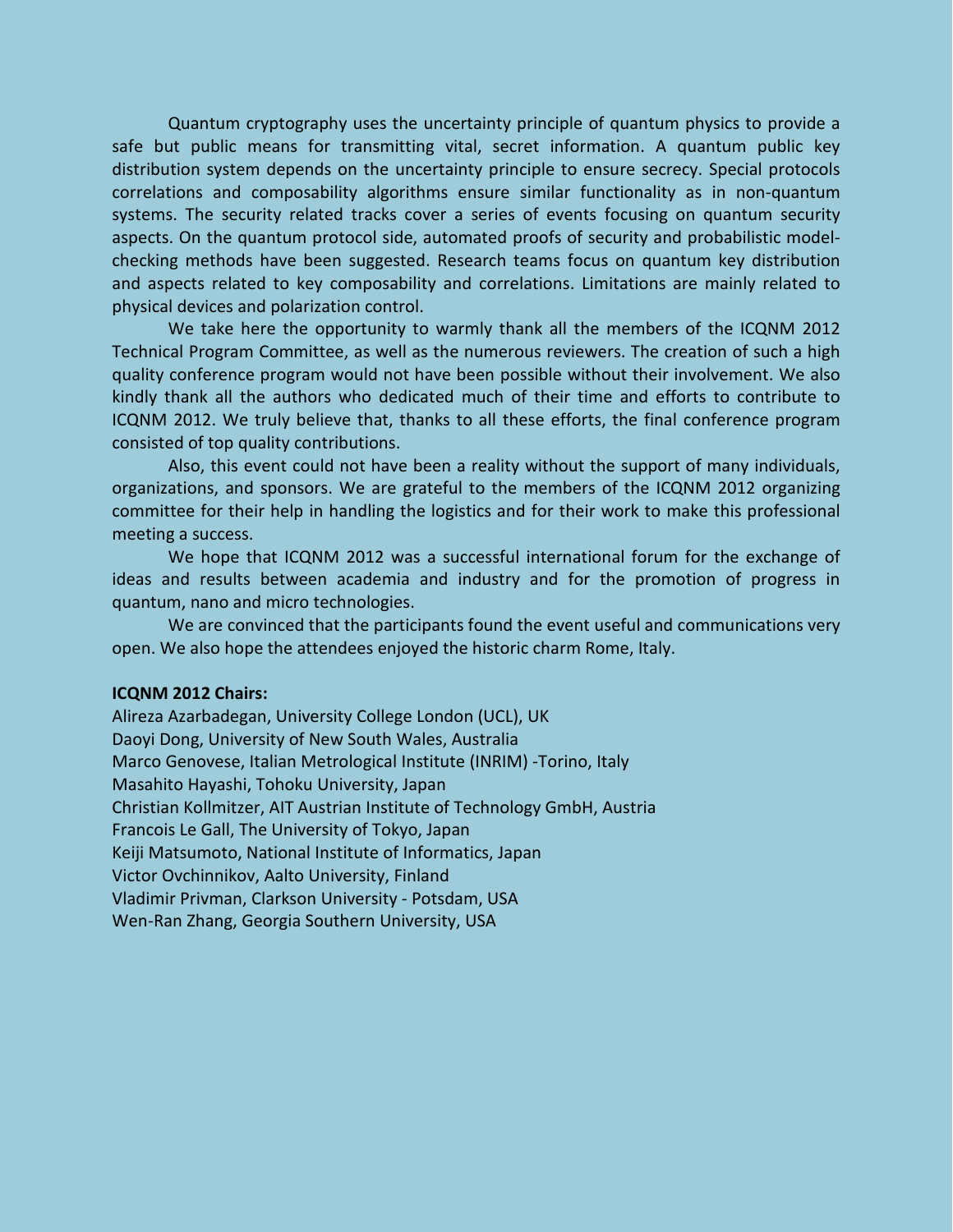Quantum cryptography uses the uncertainty principle of quantum physics to provide a safe but public means for transmitting vital, secret information. A quantum public key distribution system depends on the uncertainty principle to ensure secrecy. Special protocols correlations and composability algorithms ensure similar functionality as in non-quantum systems. The security related tracks cover a series of events focusing on quantum security aspects. On the quantum protocol side, automated proofs of security and probabilistic model-checking methods have been suggested. Research teams focus on quantum key distribution and aspects related to key composability and correlations. Limitations are mainly related to physical devices and polarization control.

We take here the opportunity to warmly thank all the members of the ICQNM 2012 Technical Program Committee, as well as the numerous reviewers. The creation of such a high quality conference program would not have been possible without their involvement. We also kindly thank all the authors who dedicated much of their time and efforts to contribute to ICQNM 2012. We truly believe that, thanks to all these efforts, the final conference program consisted of top quality contributions.

Also, this event could not have been a reality without the support of many individuals, organizations, and sponsors. We are grateful to the members of the ICQNM 2012 organizing committee for their help in handling the logistics and for their work to make this professional meeting a success.

We hope that ICQNM 2012 was a successful international forum for the exchange of ideas and results between academia and industry and for the promotion of progress in quantum, nano and micro technologies.

We are convinced that the participants found the event useful and communications very open. We also hope the attendees enjoyed the historic charm Rome, Italy.

**ICQNM 2012 Chairs:**

Alireza Azarbadegan, University College London (UCL), UK
Daoyi Dong, University of New South Wales, Australia
Marco Genovese, Italian Metrological Institute (INRIM) -Torino, Italy
Masahito Hayashi, Tohoku University, Japan
Christian Kollmitzer, AIT Austrian Institute of Technology GmbH, Austria
Francois Le Gall, The University of Tokyo, Japan
Keiji Matsumoto, National Institute of Informatics, Japan
Victor Ovchinnikov, Aalto University, Finland
Vladimir Privman, Clarkson University - Potsdam, USA
Wen-Ran Zhang, Georgia Southern University, USA